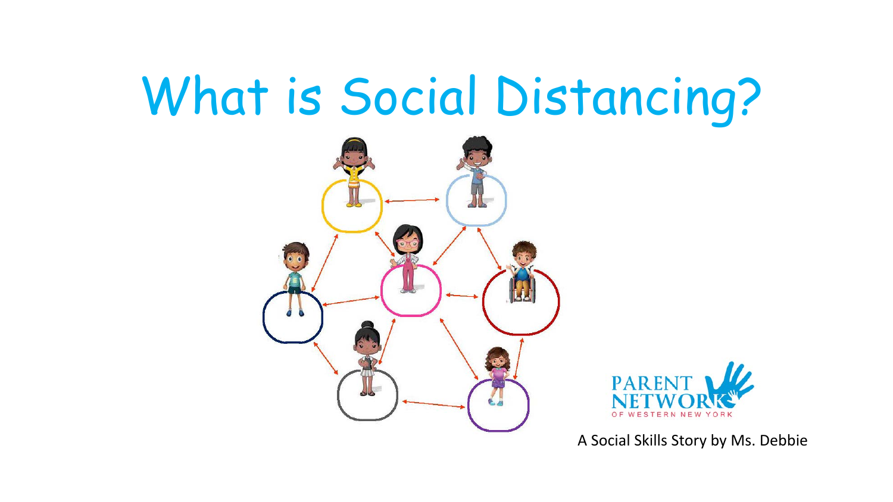# What is Social Distancing?

PARENT NETWORK OF WESTERN NEW YORK

A Social Skills Story by Ms. Debbie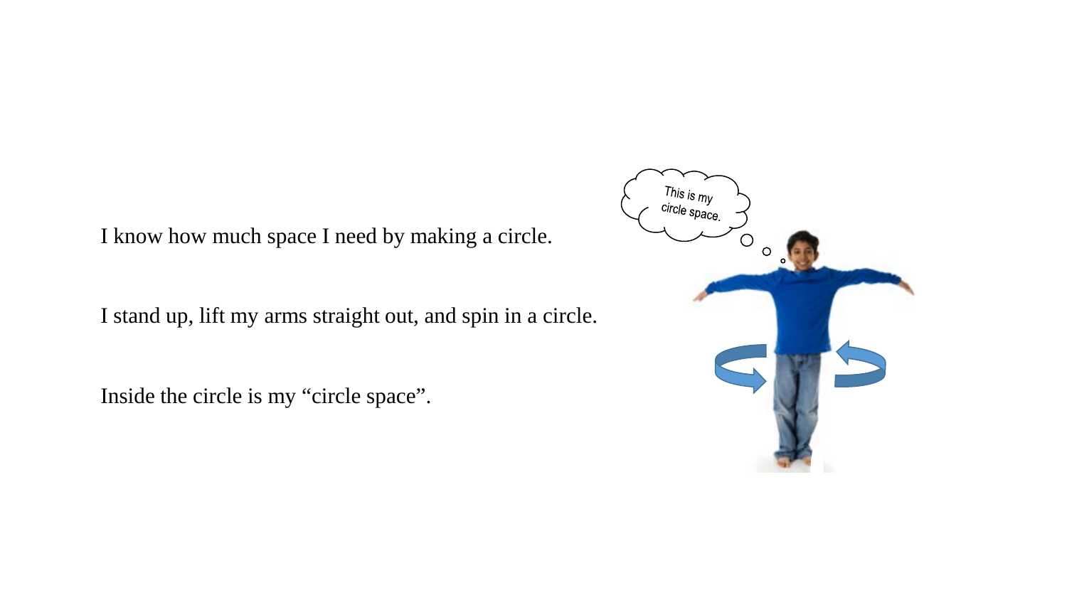I know how much space I need by making a circle.

I stand up, lift my arms straight out, and spin in a circle.

Inside the circle is my “circle space”.

This is my circle space.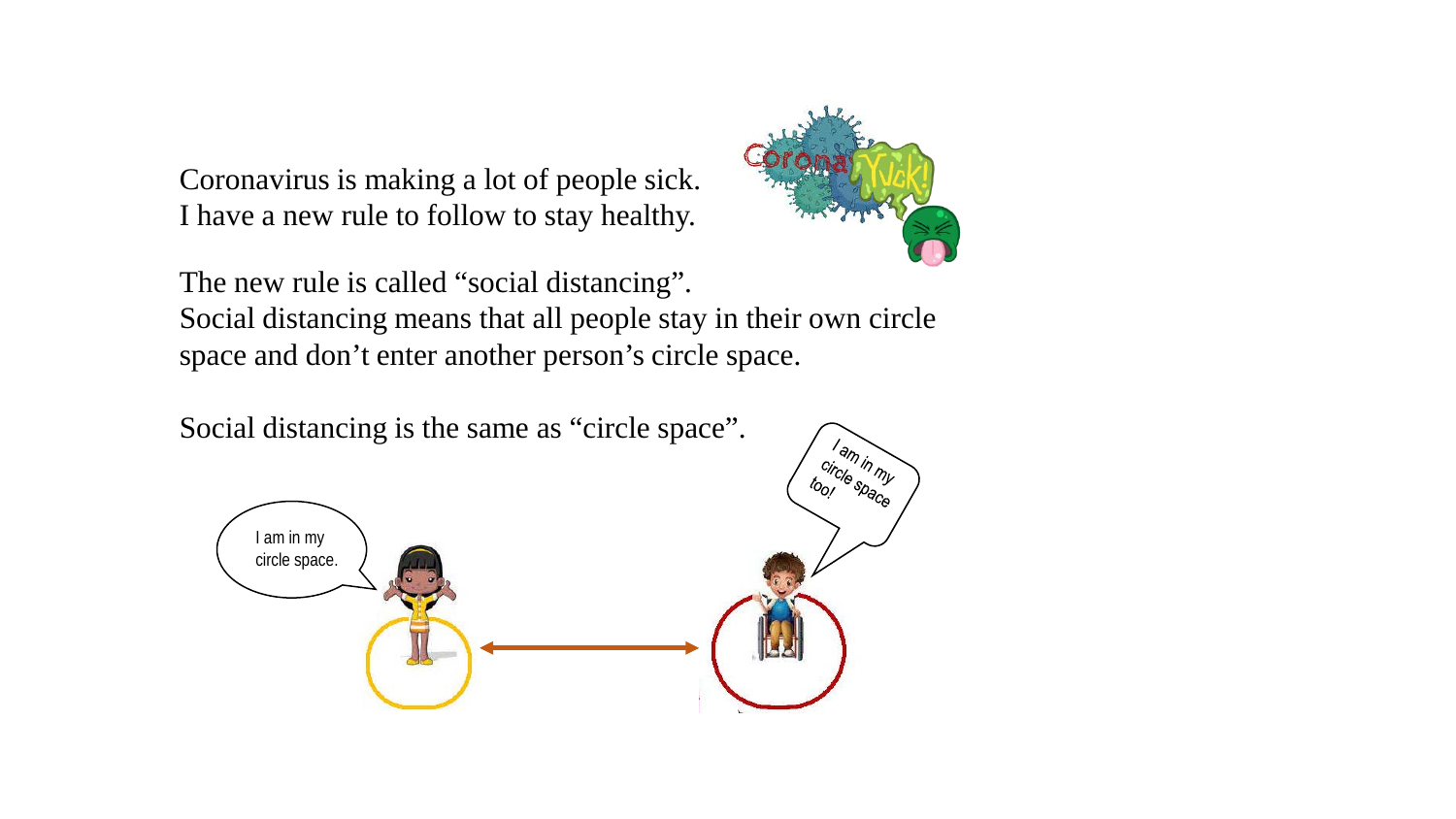Coronavirus is making a lot of people sick.
I have a new rule to follow to stay healthy.

The new rule is called "social distancing".
Social distancing means that all people stay in their own circle space and don't enter another person's circle space.

Social distancing is the same as "circle space".

I am in my circle space.

I am in my circle space too!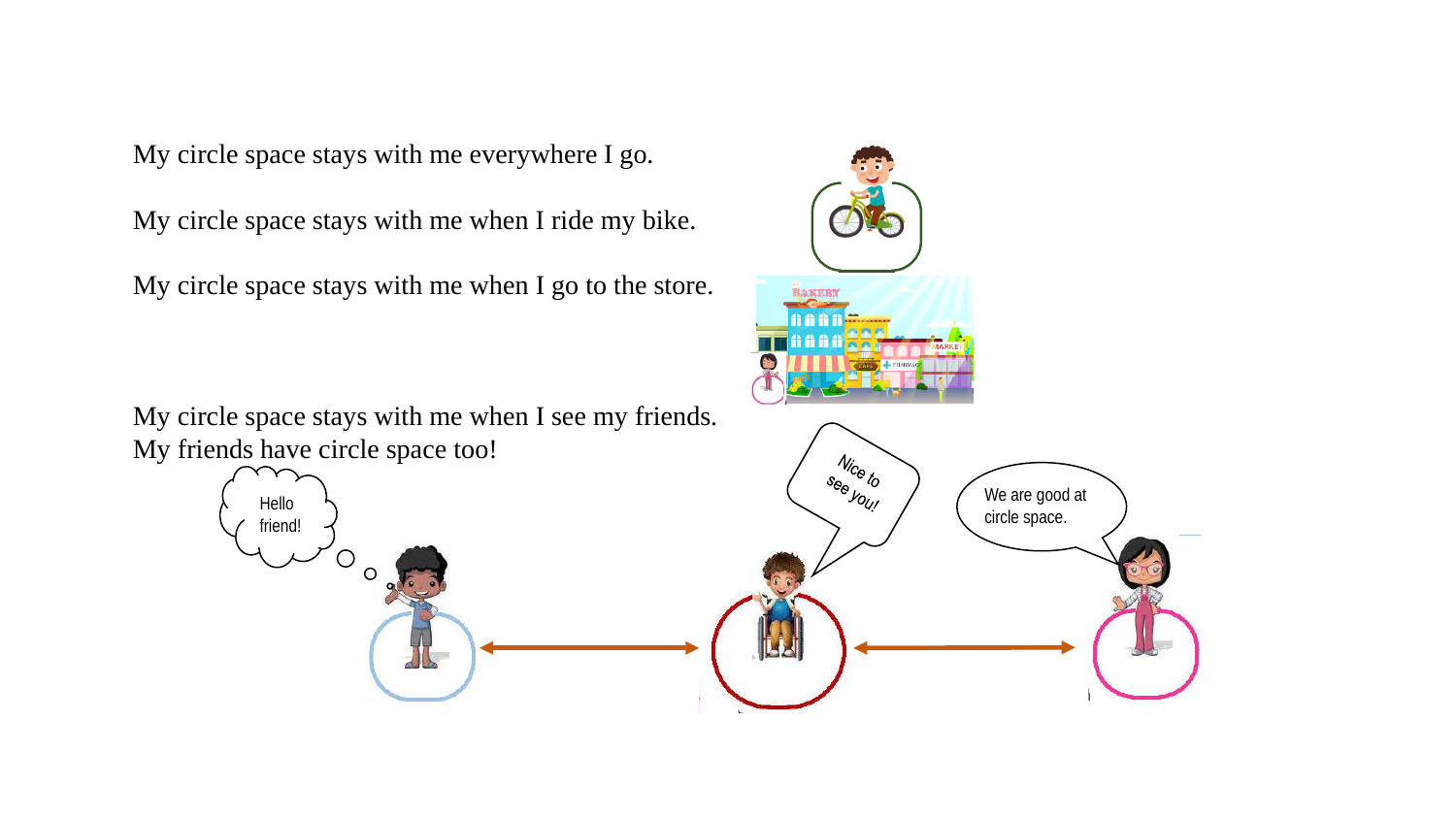My circle space stays with me everywhere I go.

My circle space stays with me when I ride my bike.

My circle space stays with me when I go to the store.

My circle space stays with me when I see my friends.
My friends have circle space too!

Hello friend!

Nice to see you!

We are good at circle space.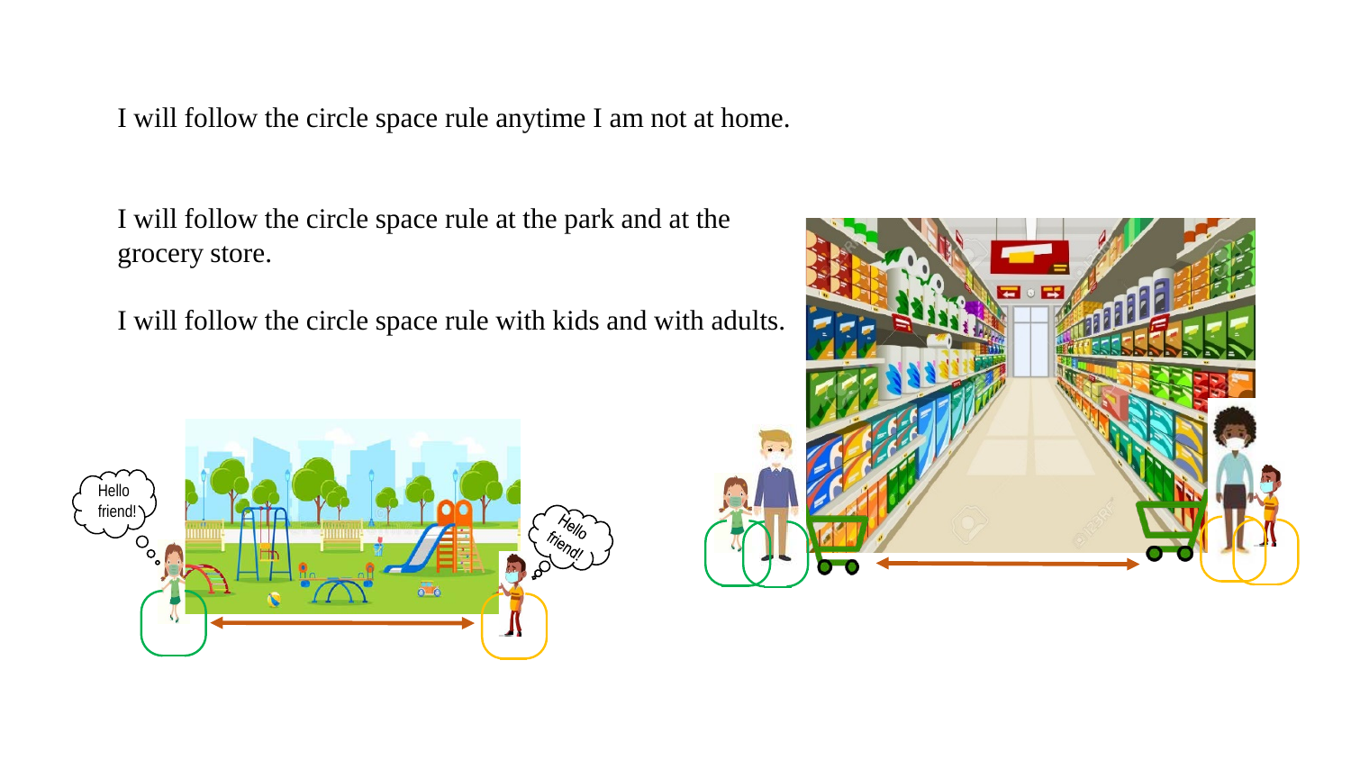I will follow the circle space rule anytime I am not at home.

I will follow the circle space rule at the park and at the grocery store.

I will follow the circle space rule with kids and with adults.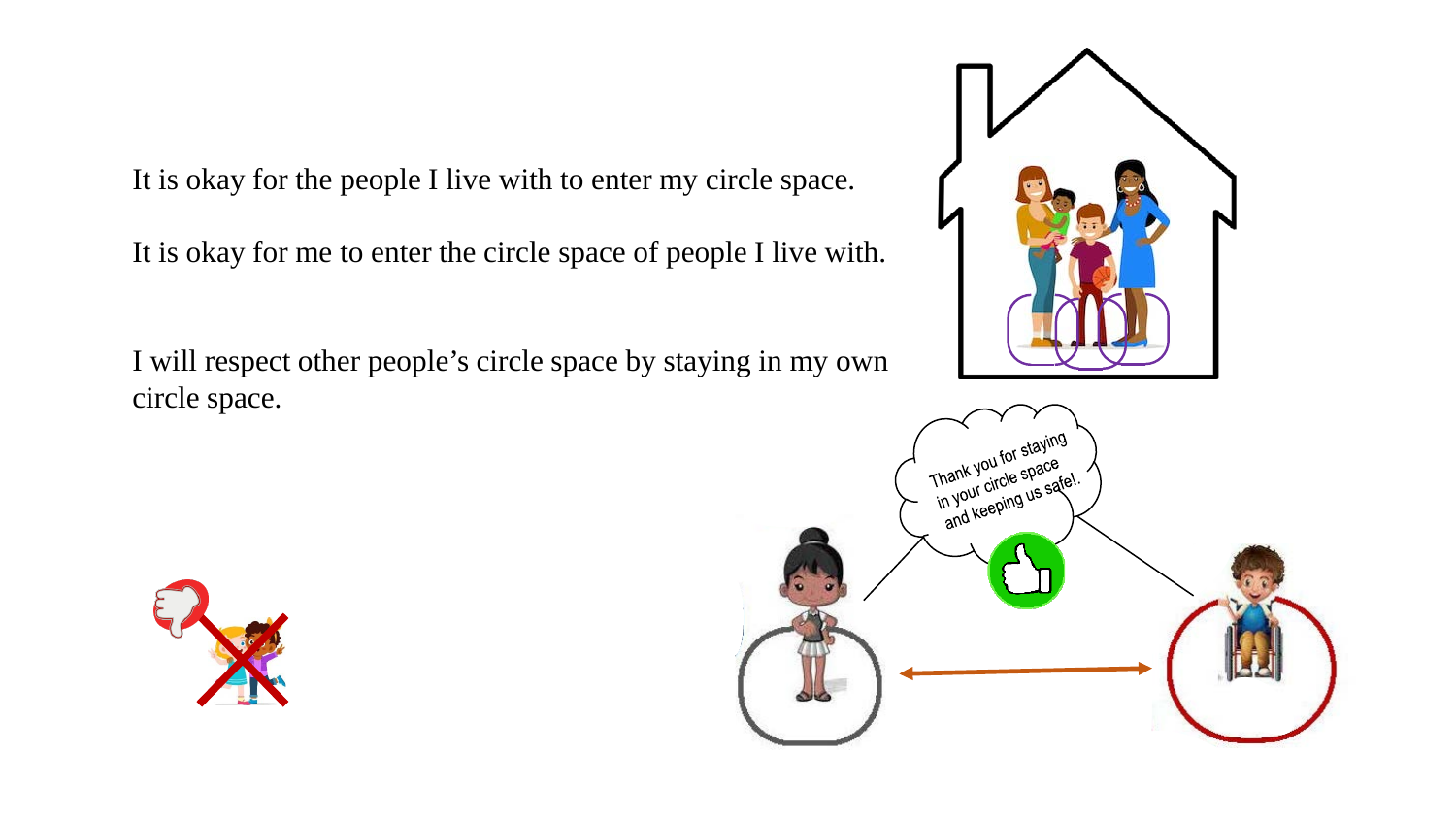It is okay for the people I live with to enter my circle space.

It is okay for me to enter the circle space of people I live with.

I will respect other people's circle space by staying in my own circle space.

Thank you for staying in your circle space and keeping us safe!.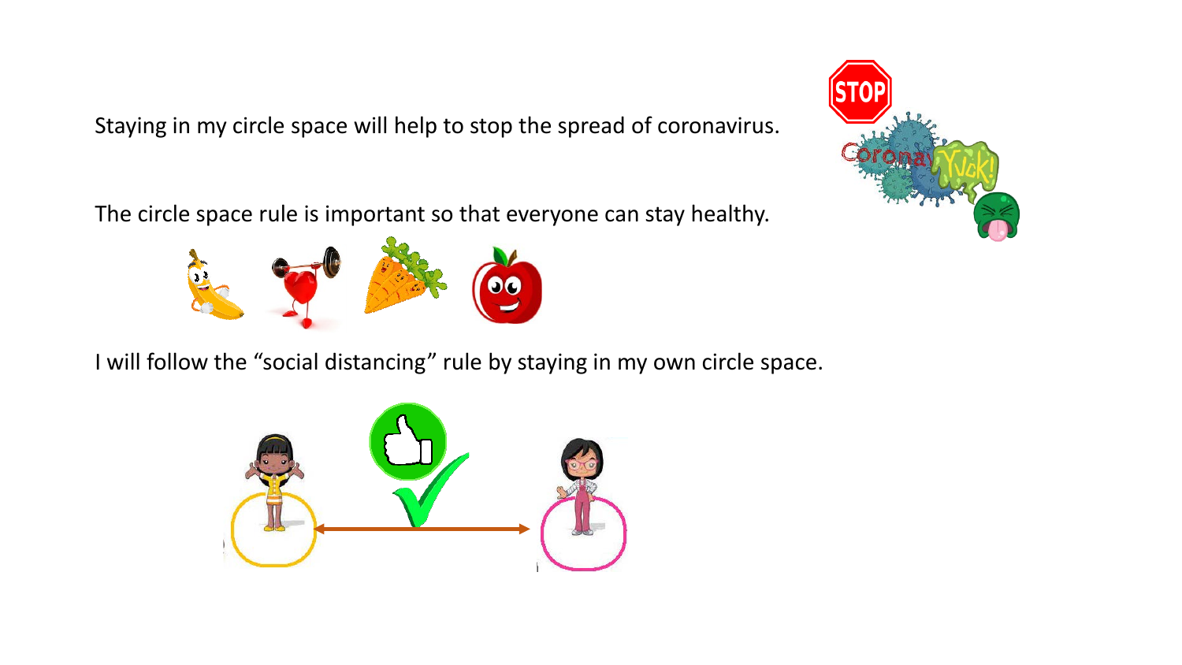Staying in my circle space will help to stop the spread of coronavirus.

The circle space rule is important so that everyone can stay healthy.

I will follow the “social distancing” rule by staying in my own circle space.